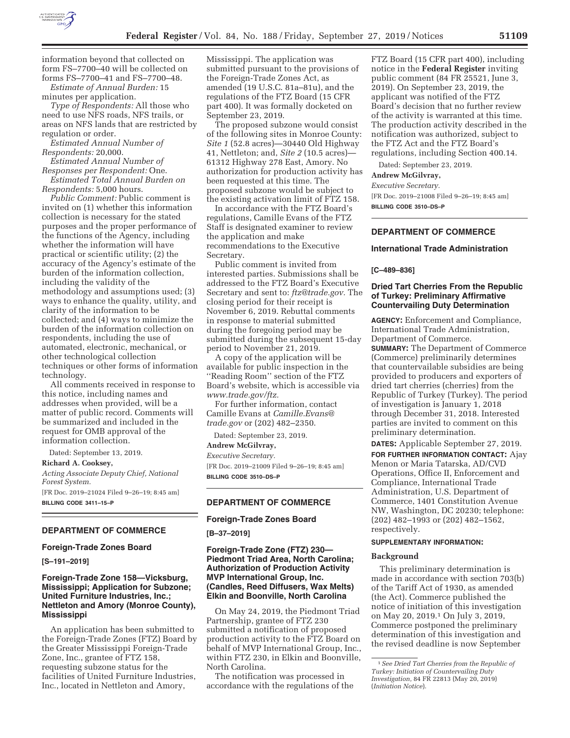information beyond that collected on form FS–7700–40 will be collected on forms FS–7700–41 and FS–7700–48.

*Estimate of Annual Burden:* 15 minutes per application.

*Type of Respondents:* All those who need to use NFS roads, NFS trails, or areas on NFS lands that are restricted by regulation or order.

*Estimated Annual Number of Respondents:* 20,000.

*Estimated Annual Number of Responses per Respondent:* One.

*Estimated Total Annual Burden on Respondents:* 5,000 hours.

*Public Comment:* Public comment is invited on (1) whether this information collection is necessary for the stated purposes and the proper performance of the functions of the Agency, including whether the information will have practical or scientific utility; (2) the accuracy of the Agency's estimate of the burden of the information collection, including the validity of the methodology and assumptions used; (3) ways to enhance the quality, utility, and clarity of the information to be collected; and (4) ways to minimize the burden of the information collection on respondents, including the use of automated, electronic, mechanical, or other technological collection techniques or other forms of information technology.

All comments received in response to this notice, including names and addresses when provided, will be a matter of public record. Comments will be summarized and included in the request for OMB approval of the information collection.

Dated: September 13, 2019.

**Richard A. Cooksey,**

*Acting Associate Deputy Chief, National Forest System.*

[FR Doc. 2019–21024 Filed 9–26–19; 8:45 am]

**BILLING CODE 3411–15–P**

## DEPARTMENT OF COMMERCE

### Foreign-Trade Zones Board

**[S–191–2019]**

### Foreign-Trade Zone 158—Vicksburg, Mississippi; Application for Subzone; United Furniture Industries, Inc.; Nettleton and Amory (Monroe County), Mississippi

An application has been submitted to the Foreign-Trade Zones (FTZ) Board by the Greater Mississippi Foreign-Trade Zone, Inc., grantee of FTZ 158, requesting subzone status for the facilities of United Furniture Industries, Inc., located in Nettleton and Amory, Mississippi. The application was submitted pursuant to the provisions of the Foreign-Trade Zones Act, as amended (19 U.S.C. 81a–81u), and the regulations of the FTZ Board (15 CFR part 400). It was formally docketed on September 23, 2019.

The proposed subzone would consist of the following sites in Monroe County: *Site 1* (52.8 acres)—30440 Old Highway 41, Nettleton; and, *Site 2* (10.5 acres)—61312 Highway 278 East, Amory. No authorization for production activity has been requested at this time. The proposed subzone would be subject to the existing activation limit of FTZ 158.

In accordance with the FTZ Board's regulations, Camille Evans of the FTZ Staff is designated examiner to review the application and make recommendations to the Executive Secretary.

Public comment is invited from interested parties. Submissions shall be addressed to the FTZ Board's Executive Secretary and sent to: *ftz@trade.gov.* The closing period for their receipt is November 6, 2019. Rebuttal comments in response to material submitted during the foregoing period may be submitted during the subsequent 15-day period to November 21, 2019.

A copy of the application will be available for public inspection in the "Reading Room" section of the FTZ Board's website, which is accessible via *www.trade.gov/ftz.*

For further information, contact Camille Evans at *Camille.Evans@trade.gov* or (202) 482–2350.

Dated: September 23, 2019.

**Andrew McGilvray,**

*Executive Secretary.*

[FR Doc. 2019–21009 Filed 9–26–19; 8:45 am]

**BILLING CODE 3510–DS–P**

## DEPARTMENT OF COMMERCE

### Foreign-Trade Zones Board

**[B–37–2019]**

### Foreign-Trade Zone (FTZ) 230—Piedmont Triad Area, North Carolina; Authorization of Production Activity MVP International Group, Inc. (Candles, Reed Diffusers, Wax Melts) Elkin and Boonville, North Carolina

On May 24, 2019, the Piedmont Triad Partnership, grantee of FTZ 230 submitted a notification of proposed production activity to the FTZ Board on behalf of MVP International Group, Inc., within FTZ 230, in Elkin and Boonville, North Carolina.

The notification was processed in accordance with the regulations of the FTZ Board (15 CFR part 400), including notice in the **Federal Register** inviting public comment (84 FR 25521, June 3, 2019). On September 23, 2019, the applicant was notified of the FTZ Board's decision that no further review of the activity is warranted at this time. The production activity described in the notification was authorized, subject to the FTZ Act and the FTZ Board's regulations, including Section 400.14.

Dated: September 23, 2019.

**Andrew McGilvray,**

*Executive Secretary.*

[FR Doc. 2019–21008 Filed 9–26–19; 8:45 am]

**BILLING CODE 3510–DS–P**

## DEPARTMENT OF COMMERCE

### International Trade Administration

**[C–489–836]**

### Dried Tart Cherries From the Republic of Turkey: Preliminary Affirmative Countervailing Duty Determination

**AGENCY:** Enforcement and Compliance, International Trade Administration, Department of Commerce.

**SUMMARY:** The Department of Commerce (Commerce) preliminarily determines that countervailable subsidies are being provided to producers and exporters of dried tart cherries (cherries) from the Republic of Turkey (Turkey). The period of investigation is January 1, 2018 through December 31, 2018. Interested parties are invited to comment on this preliminary determination.

**DATES:** Applicable September 27, 2019.

**FOR FURTHER INFORMATION CONTACT:** Ajay Menon or Maria Tatarska, AD/CVD Operations, Office II, Enforcement and Compliance, International Trade Administration, U.S. Department of Commerce, 1401 Constitution Avenue NW, Washington, DC 20230; telephone: (202) 482–1993 or (202) 482–1562, respectively.

**SUPPLEMENTARY INFORMATION:**

#### Background

This preliminary determination is made in accordance with section 703(b) of the Tariff Act of 1930, as amended (the Act). Commerce published the notice of initiation of this investigation on May 20, 2019.[1] On July 3, 2019, Commerce postponed the preliminary determination of this investigation and the revised deadline is now September

[1] *See Dried Tart Cherries from the Republic of Turkey: Initiation of Countervailing Duty Investigation,* 84 FR 22813 (May 20, 2019) (*Initiation Notice*).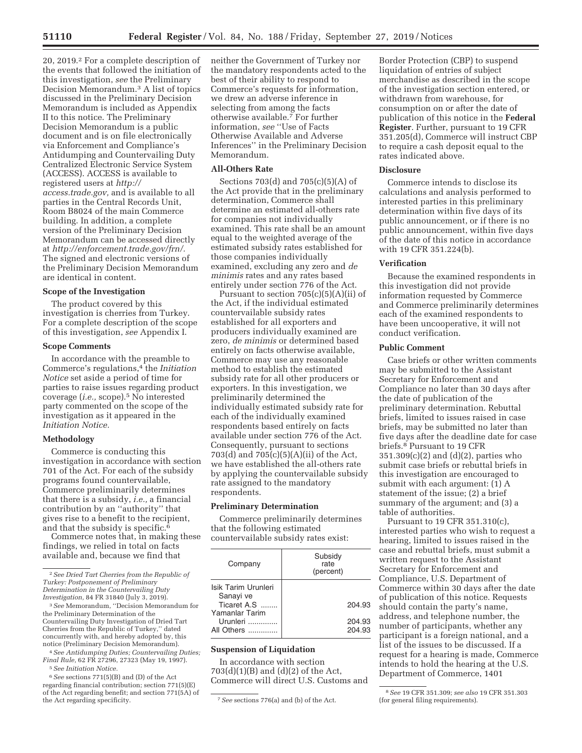20, 2019.[2] For a complete description of the events that followed the initiation of this investigation, *see* the Preliminary Decision Memorandum.[3] A list of topics discussed in the Preliminary Decision Memorandum is included as Appendix II to this notice. The Preliminary Decision Memorandum is a public document and is on file electronically via Enforcement and Compliance's Antidumping and Countervailing Duty Centralized Electronic Service System (ACCESS). ACCESS is available to registered users at *http://access.trade.gov,* and is available to all parties in the Central Records Unit, Room B8024 of the main Commerce building. In addition, a complete version of the Preliminary Decision Memorandum can be accessed directly at *http://enforcement.trade.gov/frn/.* The signed and electronic versions of the Preliminary Decision Memorandum are identical in content.

### Scope of the Investigation

The product covered by this investigation is cherries from Turkey. For a complete description of the scope of this investigation, *see* Appendix I.

### Scope Comments

In accordance with the preamble to Commerce's regulations,[4] the *Initiation Notice* set aside a period of time for parties to raise issues regarding product coverage (*i.e.,* scope).[5] No interested party commented on the scope of the investigation as it appeared in the *Initiation Notice.*

### Methodology

Commerce is conducting this investigation in accordance with section 701 of the Act. For each of the subsidy programs found countervailable, Commerce preliminarily determines that there is a subsidy, *i.e.,* a financial contribution by an "authority" that gives rise to a benefit to the recipient, and that the subsidy is specific.[6]

Commerce notes that, in making these findings, we relied in total on facts available and, because we find that neither the Government of Turkey nor the mandatory respondents acted to the best of their ability to respond to Commerce's requests for information, we drew an adverse inference in selecting from among the facts otherwise available.[7] For further information, *see* "Use of Facts Otherwise Available and Adverse Inferences" in the Preliminary Decision Memorandum.

### All-Others Rate

Sections 703(d) and 705(c)(5)(A) of the Act provide that in the preliminary determination, Commerce shall determine an estimated all-others rate for companies not individually examined. This rate shall be an amount equal to the weighted average of the estimated subsidy rates established for those companies individually examined, excluding any zero and *de minimis* rates and any rates based entirely under section 776 of the Act.

Pursuant to section 705(c)(5)(A)(ii) of the Act, if the individual estimated countervailable subsidy rates established for all exporters and producers individually examined are zero, *de minimis* or determined based entirely on facts otherwise available, Commerce may use any reasonable method to establish the estimated subsidy rate for all other producers or exporters. In this investigation, we preliminarily determined the individually estimated subsidy rate for each of the individually examined respondents based entirely on facts available under section 776 of the Act. Consequently, pursuant to sections 703(d) and 705(c)(5)(A)(ii) of the Act, we have established the all-others rate by applying the countervailable subsidy rate assigned to the mandatory respondents.

### Preliminary Determination

Commerce preliminarily determines that the following estimated countervailable subsidy rates exist:

| Company | Subsidy rate (percent) |
|---|---|
| Isik Tarim Urunleri Sanayi ve Ticaret A.S | 204.93 |
| Yamanlar Tarim Urunleri | 204.93 |
| All Others | 204.93 |

### Suspension of Liquidation

In accordance with section 703(d)(1)(B) and (d)(2) of the Act, Commerce will direct U.S. Customs and Border Protection (CBP) to suspend liquidation of entries of subject merchandise as described in the scope of the investigation section entered, or withdrawn from warehouse, for consumption on or after the date of publication of this notice in the **Federal Register**. Further, pursuant to 19 CFR 351.205(d), Commerce will instruct CBP to require a cash deposit equal to the rates indicated above.

### Disclosure

Commerce intends to disclose its calculations and analysis performed to interested parties in this preliminary determination within five days of its public announcement, or if there is no public announcement, within five days of the date of this notice in accordance with 19 CFR 351.224(b).

### Verification

Because the examined respondents in this investigation did not provide information requested by Commerce and Commerce preliminarily determines each of the examined respondents to have been uncooperative, it will not conduct verification.

### Public Comment

Case briefs or other written comments may be submitted to the Assistant Secretary for Enforcement and Compliance no later than 30 days after the date of publication of the preliminary determination. Rebuttal briefs, limited to issues raised in case briefs, may be submitted no later than five days after the deadline date for case briefs.[8] Pursuant to 19 CFR 351.309(c)(2) and (d)(2), parties who submit case briefs or rebuttal briefs in this investigation are encouraged to submit with each argument: (1) A statement of the issue; (2) a brief summary of the argument; and (3) a table of authorities.

Pursuant to 19 CFR 351.310(c), interested parties who wish to request a hearing, limited to issues raised in the case and rebuttal briefs, must submit a written request to the Assistant Secretary for Enforcement and Compliance, U.S. Department of Commerce within 30 days after the date of publication of this notice. Requests should contain the party's name, address, and telephone number, the number of participants, whether any participant is a foreign national, and a list of the issues to be discussed. If a request for a hearing is made, Commerce intends to hold the hearing at the U.S. Department of Commerce, 1401

---

[2] *See Dried Tart Cherries from the Republic of Turkey: Postponement of Preliminary Determination in the Countervailing Duty Investigation,* 84 FR 31840 (July 3, 2019).

[3] *See* Memorandum, "Decision Memorandum for the Preliminary Determination of the Countervailing Duty Investigation of Dried Tart Cherries from the Republic of Turkey," dated concurrently with, and hereby adopted by, this notice (Preliminary Decision Memorandum).

[4] *See Antidumping Duties; Countervailing Duties; Final Rule,* 62 FR 27296, 27323 (May 19, 1997).

[5] *See Initiation Notice.*

[6] *See* sections 771(5)(B) and (D) of the Act regarding financial contribution; section 771(5)(E) of the Act regarding benefit; and section 771(5A) of the Act regarding specificity.

[7] *See* sections 776(a) and (b) of the Act.

[8] *See* 19 CFR 351.309; *see also* 19 CFR 351.303 (for general filing requirements).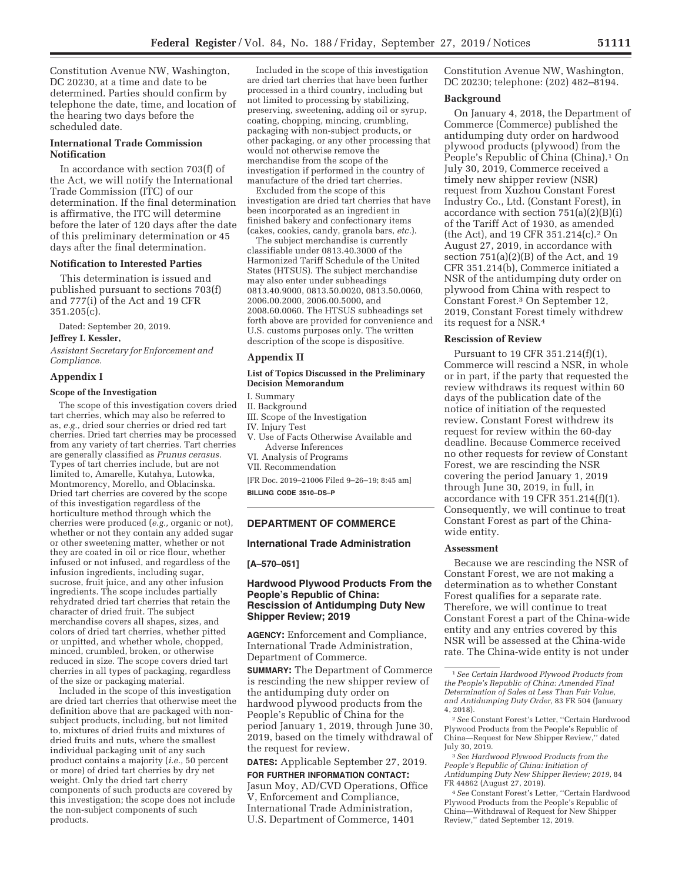Constitution Avenue NW, Washington, DC 20230, at a time and date to be determined. Parties should confirm by telephone the date, time, and location of the hearing two days before the scheduled date.

### International Trade Commission Notification

In accordance with section 703(f) of the Act, we will notify the International Trade Commission (ITC) of our determination. If the final determination is affirmative, the ITC will determine before the later of 120 days after the date of this preliminary determination or 45 days after the final determination.

### Notification to Interested Parties

This determination is issued and published pursuant to sections 703(f) and 777(i) of the Act and 19 CFR 351.205(c).

Dated: September 20, 2019.

**Jeffrey I. Kessler,**

*Assistant Secretary for Enforcement and Compliance.*

## Appendix I

### Scope of the Investigation

The scope of this investigation covers dried tart cherries, which may also be referred to as, *e.g.,* dried sour cherries or dried red tart cherries. Dried tart cherries may be processed from any variety of tart cherries. Tart cherries are generally classified as *Prunus cerasus.* Types of tart cherries include, but are not limited to, Amarelle, Kutahya, Lutowka, Montmorency, Morello, and Oblacinska. Dried tart cherries are covered by the scope of this investigation regardless of the horticulture method through which the cherries were produced (*e.g.,* organic or not), whether or not they contain any added sugar or other sweetening matter, whether or not they are coated in oil or rice flour, whether infused or not infused, and regardless of the infusion ingredients, including sugar, sucrose, fruit juice, and any other infusion ingredients. The scope includes partially rehydrated dried tart cherries that retain the character of dried fruit. The subject merchandise covers all shapes, sizes, and colors of dried tart cherries, whether pitted or unpitted, and whether whole, chopped, minced, crumbled, broken, or otherwise reduced in size. The scope covers dried tart cherries in all types of packaging, regardless of the size or packaging material.

Included in the scope of this investigation are dried tart cherries that otherwise meet the definition above that are packaged with non-subject products, including, but not limited to, mixtures of dried fruits and mixtures of dried fruits and nuts, where the smallest individual packaging unit of any such product contains a majority (*i.e.,* 50 percent or more) of dried tart cherries by dry net weight. Only the dried tart cherry components of such products are covered by this investigation; the scope does not include the non-subject components of such products.

Included in the scope of this investigation are dried tart cherries that have been further processed in a third country, including but not limited to processing by stabilizing, preserving, sweetening, adding oil or syrup, coating, chopping, mincing, crumbling, packaging with non-subject products, or other packaging, or any other processing that would not otherwise remove the merchandise from the scope of the investigation if performed in the country of manufacture of the dried tart cherries.

Excluded from the scope of this investigation are dried tart cherries that have been incorporated as an ingredient in finished bakery and confectionary items (cakes, cookies, candy, granola bars, *etc.*).

The subject merchandise is currently classifiable under 0813.40.3000 of the Harmonized Tariff Schedule of the United States (HTSUS). The subject merchandise may also enter under subheadings 0813.40.9000, 0813.50.0020, 0813.50.0060, 2006.00.2000, 2006.00.5000, and 2008.60.0060. The HTSUS subheadings set forth above are provided for convenience and U.S. customs purposes only. The written description of the scope is dispositive.

## Appendix II

### List of Topics Discussed in the Preliminary Decision Memorandum

I. Summary
II. Background
III. Scope of the Investigation
IV. Injury Test
V. Use of Facts Otherwise Available and Adverse Inferences
VI. Analysis of Programs
VII. Recommendation

[FR Doc. 2019–21006 Filed 9–26–19; 8:45 am]

**BILLING CODE 3510–DS–P**

---

## DEPARTMENT OF COMMERCE

### International Trade Administration

**[A–570–051]**

## Hardwood Plywood Products From the People's Republic of China: Rescission of Antidumping Duty New Shipper Review; 2019

**AGENCY:** Enforcement and Compliance, International Trade Administration, Department of Commerce.

**SUMMARY:** The Department of Commerce is rescinding the new shipper review of the antidumping duty order on hardwood plywood products from the People's Republic of China for the period January 1, 2019, through June 30, 2019, based on the timely withdrawal of the request for review.

**DATES:** Applicable September 27, 2019.

**FOR FURTHER INFORMATION CONTACT:** Jasun Moy, AD/CVD Operations, Office V, Enforcement and Compliance, International Trade Administration, U.S. Department of Commerce, 1401 Constitution Avenue NW, Washington, DC 20230; telephone: (202) 482–8194.

### Background

On January 4, 2018, the Department of Commerce (Commerce) published the antidumping duty order on hardwood plywood products (plywood) from the People's Republic of China (China).[1] On July 30, 2019, Commerce received a timely new shipper review (NSR) request from Xuzhou Constant Forest Industry Co., Ltd. (Constant Forest), in accordance with section 751(a)(2)(B)(i) of the Tariff Act of 1930, as amended (the Act), and 19 CFR 351.214(c).[2] On August 27, 2019, in accordance with section 751(a)(2)(B) of the Act, and 19 CFR 351.214(b), Commerce initiated a NSR of the antidumping duty order on plywood from China with respect to Constant Forest.[3] On September 12, 2019, Constant Forest timely withdrew its request for a NSR.[4]

### Rescission of Review

Pursuant to 19 CFR 351.214(f)(1), Commerce will rescind a NSR, in whole or in part, if the party that requested the review withdraws its request within 60 days of the publication date of the notice of initiation of the requested review. Constant Forest withdrew its request for review within the 60-day deadline. Because Commerce received no other requests for review of Constant Forest, we are rescinding the NSR covering the period January 1, 2019 through June 30, 2019, in full, in accordance with 19 CFR 351.214(f)(1). Consequently, we will continue to treat Constant Forest as part of the China-wide entity.

### Assessment

Because we are rescinding the NSR of Constant Forest, we are not making a determination as to whether Constant Forest qualifies for a separate rate. Therefore, we will continue to treat Constant Forest a part of the China-wide entity and any entries covered by this NSR will be assessed at the China-wide rate. The China-wide entity is not under

---

[1] *See Certain Hardwood Plywood Products from the People's Republic of China: Amended Final Determination of Sales at Less Than Fair Value, and Antidumping Duty Order,* 83 FR 504 (January 4, 2018).

[2] *See* Constant Forest's Letter, "Certain Hardwood Plywood Products from the People's Republic of China—Request for New Shipper Review," dated July 30, 2019.

[3] *See Hardwood Plywood Products from the People's Republic of China: Initiation of Antidumping Duty New Shipper Review; 2019,* 84 FR 44862 (August 27, 2019).

[4] *See* Constant Forest's Letter, "Certain Hardwood Plywood Products from the People's Republic of China—Withdrawal of Request for New Shipper Review," dated September 12, 2019.